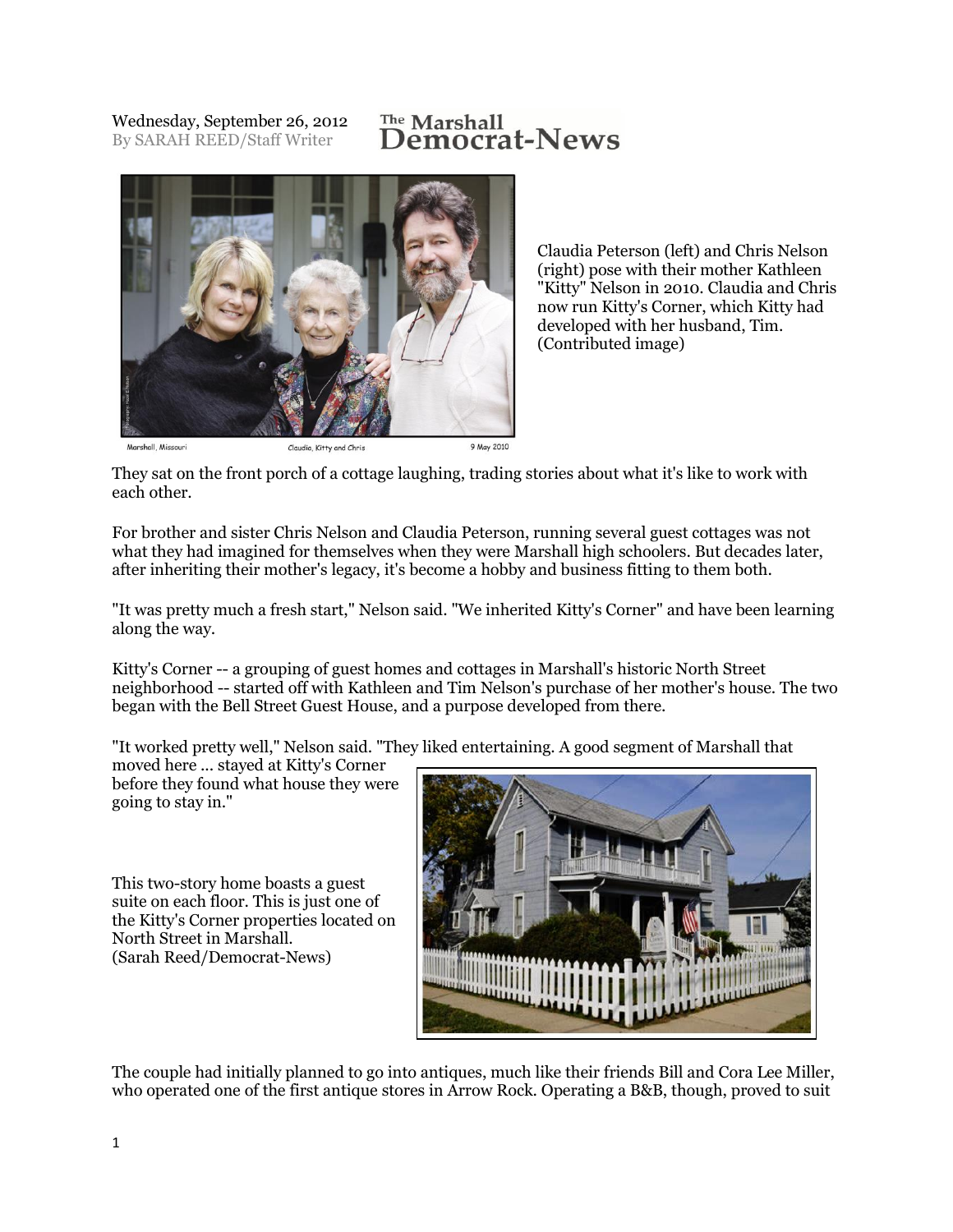Wednesday, September 26, 2012
By SARAH REED/Staff Writer

The Marshall Democrat-News

Claudia Peterson (left) and Chris Nelson (right) pose with their mother Kathleen "Kitty" Nelson in 2010. Claudia and Chris now run Kitty's Corner, which Kitty had developed with her husband, Tim. (Contributed image)

They sat on the front porch of a cottage laughing, trading stories about what it's like to work with each other.

For brother and sister Chris Nelson and Claudia Peterson, running several guest cottages was not what they had imagined for themselves when they were Marshall high schoolers. But decades later, after inheriting their mother's legacy, it's become a hobby and business fitting to them both.

"It was pretty much a fresh start," Nelson said. "We inherited Kitty's Corner" and have been learning along the way.

Kitty's Corner -- a grouping of guest homes and cottages in Marshall's historic North Street neighborhood -- started off with Kathleen and Tim Nelson's purchase of her mother's house. The two began with the Bell Street Guest House, and a purpose developed from there.

"It worked pretty well," Nelson said. "They liked entertaining. A good segment of Marshall that moved here ... stayed at Kitty's Corner before they found what house they were going to stay in."

This two-story home boasts a guest suite on each floor. This is just one of the Kitty's Corner properties located on North Street in Marshall. (Sarah Reed/Democrat-News)

The couple had initially planned to go into antiques, much like their friends Bill and Cora Lee Miller, who operated one of the first antique stores in Arrow Rock. Operating a B&B, though, proved to suit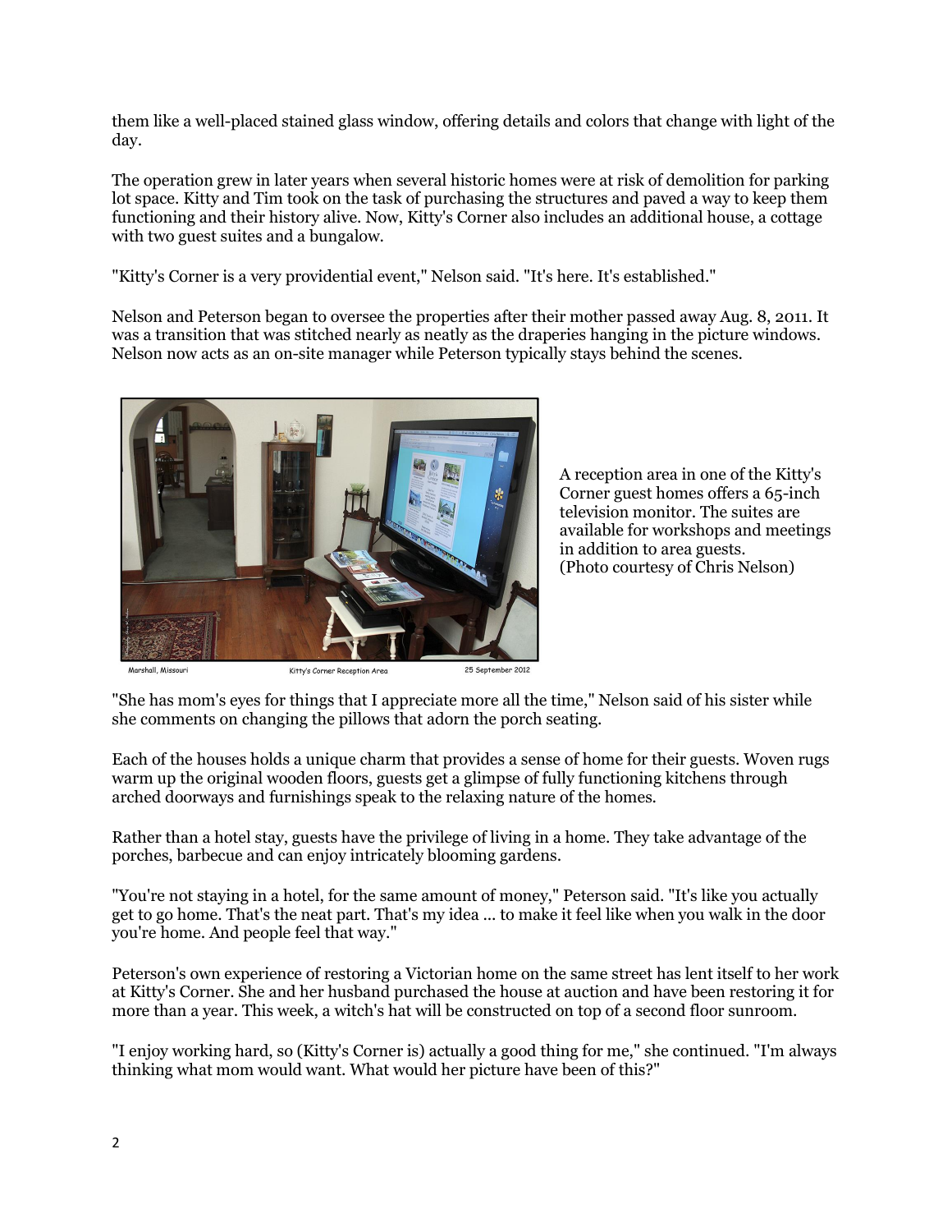them like a well-placed stained glass window, offering details and colors that change with light of the day.

The operation grew in later years when several historic homes were at risk of demolition for parking lot space. Kitty and Tim took on the task of purchasing the structures and paved a way to keep them functioning and their history alive. Now, Kitty's Corner also includes an additional house, a cottage with two guest suites and a bungalow.

"Kitty's Corner is a very providential event," Nelson said. "It's here. It's established."

Nelson and Peterson began to oversee the properties after their mother passed away Aug. 8, 2011. It was a transition that was stitched nearly as neatly as the draperies hanging in the picture windows. Nelson now acts as an on-site manager while Peterson typically stays behind the scenes.

Marshall, Missouri — Kitty's Corner Reception Area — 25 September 2012

A reception area in one of the Kitty's Corner guest homes offers a 65-inch television monitor. The suites are available for workshops and meetings in addition to area guests. (Photo courtesy of Chris Nelson)

"She has mom's eyes for things that I appreciate more all the time," Nelson said of his sister while she comments on changing the pillows that adorn the porch seating.

Each of the houses holds a unique charm that provides a sense of home for their guests. Woven rugs warm up the original wooden floors, guests get a glimpse of fully functioning kitchens through arched doorways and furnishings speak to the relaxing nature of the homes.

Rather than a hotel stay, guests have the privilege of living in a home. They take advantage of the porches, barbecue and can enjoy intricately blooming gardens.

"You're not staying in a hotel, for the same amount of money," Peterson said. "It's like you actually get to go home. That's the neat part. That's my idea ... to make it feel like when you walk in the door you're home. And people feel that way."

Peterson's own experience of restoring a Victorian home on the same street has lent itself to her work at Kitty's Corner. She and her husband purchased the house at auction and have been restoring it for more than a year. This week, a witch's hat will be constructed on top of a second floor sunroom.

"I enjoy working hard, so (Kitty's Corner is) actually a good thing for me," she continued. "I'm always thinking what mom would want. What would her picture have been of this?"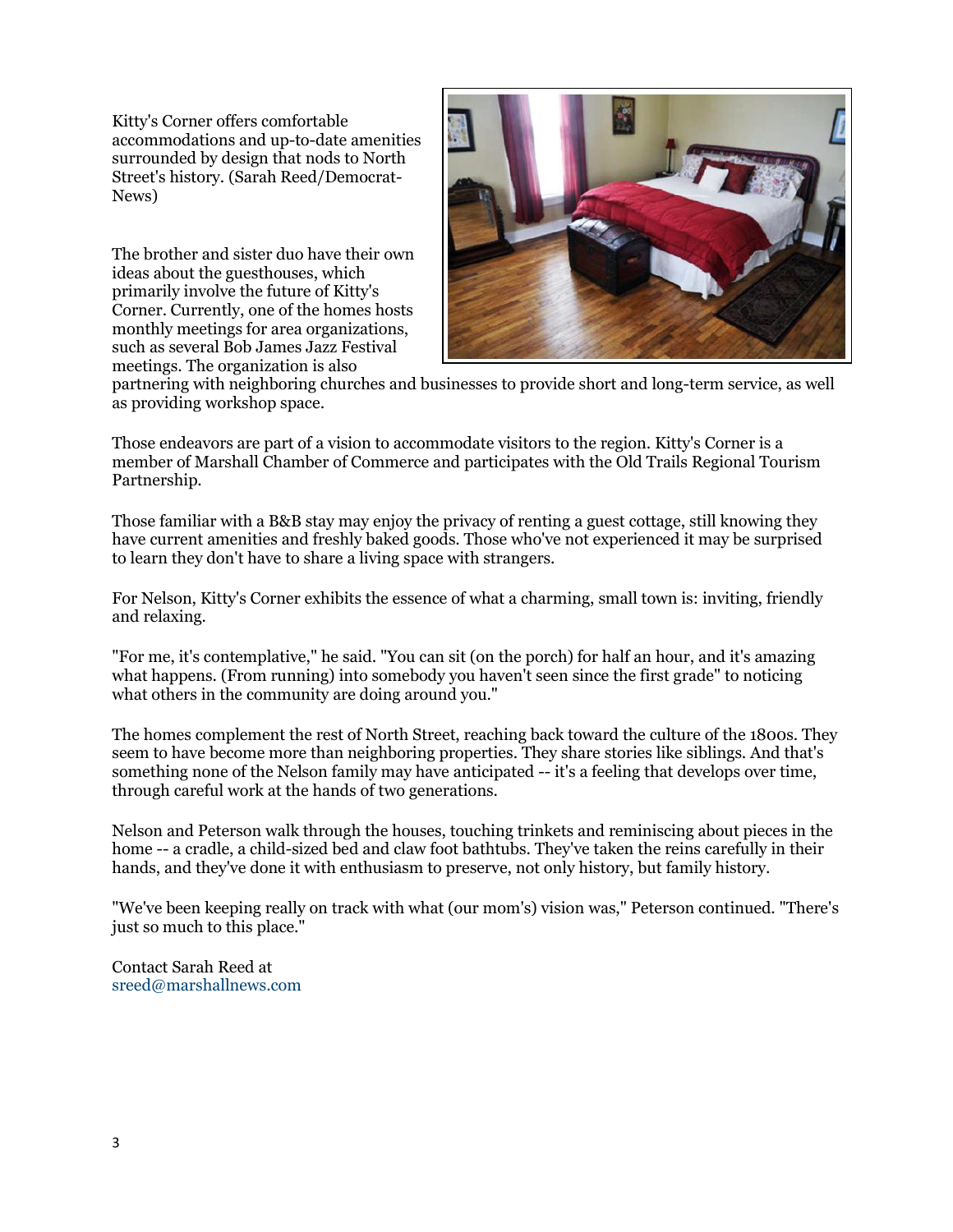Kitty's Corner offers comfortable accommodations and up-to-date amenities surrounded by design that nods to North Street's history. (Sarah Reed/Democrat-News)

The brother and sister duo have their own ideas about the guesthouses, which primarily involve the future of Kitty's Corner. Currently, one of the homes hosts monthly meetings for area organizations, such as several Bob James Jazz Festival meetings. The organization is also partnering with neighboring churches and businesses to provide short and long-term service, as well as providing workshop space.

Those endeavors are part of a vision to accommodate visitors to the region. Kitty's Corner is a member of Marshall Chamber of Commerce and participates with the Old Trails Regional Tourism Partnership.

Those familiar with a B&B stay may enjoy the privacy of renting a guest cottage, still knowing they have current amenities and freshly baked goods. Those who've not experienced it may be surprised to learn they don't have to share a living space with strangers.

For Nelson, Kitty's Corner exhibits the essence of what a charming, small town is: inviting, friendly and relaxing.

"For me, it's contemplative," he said. "You can sit (on the porch) for half an hour, and it's amazing what happens. (From running) into somebody you haven't seen since the first grade" to noticing what others in the community are doing around you."

The homes complement the rest of North Street, reaching back toward the culture of the 1800s. They seem to have become more than neighboring properties. They share stories like siblings. And that's something none of the Nelson family may have anticipated -- it's a feeling that develops over time, through careful work at the hands of two generations.

Nelson and Peterson walk through the houses, touching trinkets and reminiscing about pieces in the home -- a cradle, a child-sized bed and claw foot bathtubs. They've taken the reins carefully in their hands, and they've done it with enthusiasm to preserve, not only history, but family history.

"We've been keeping really on track with what (our mom's) vision was," Peterson continued. "There's just so much to this place."

Contact Sarah Reed at
sreed@marshallnews.com